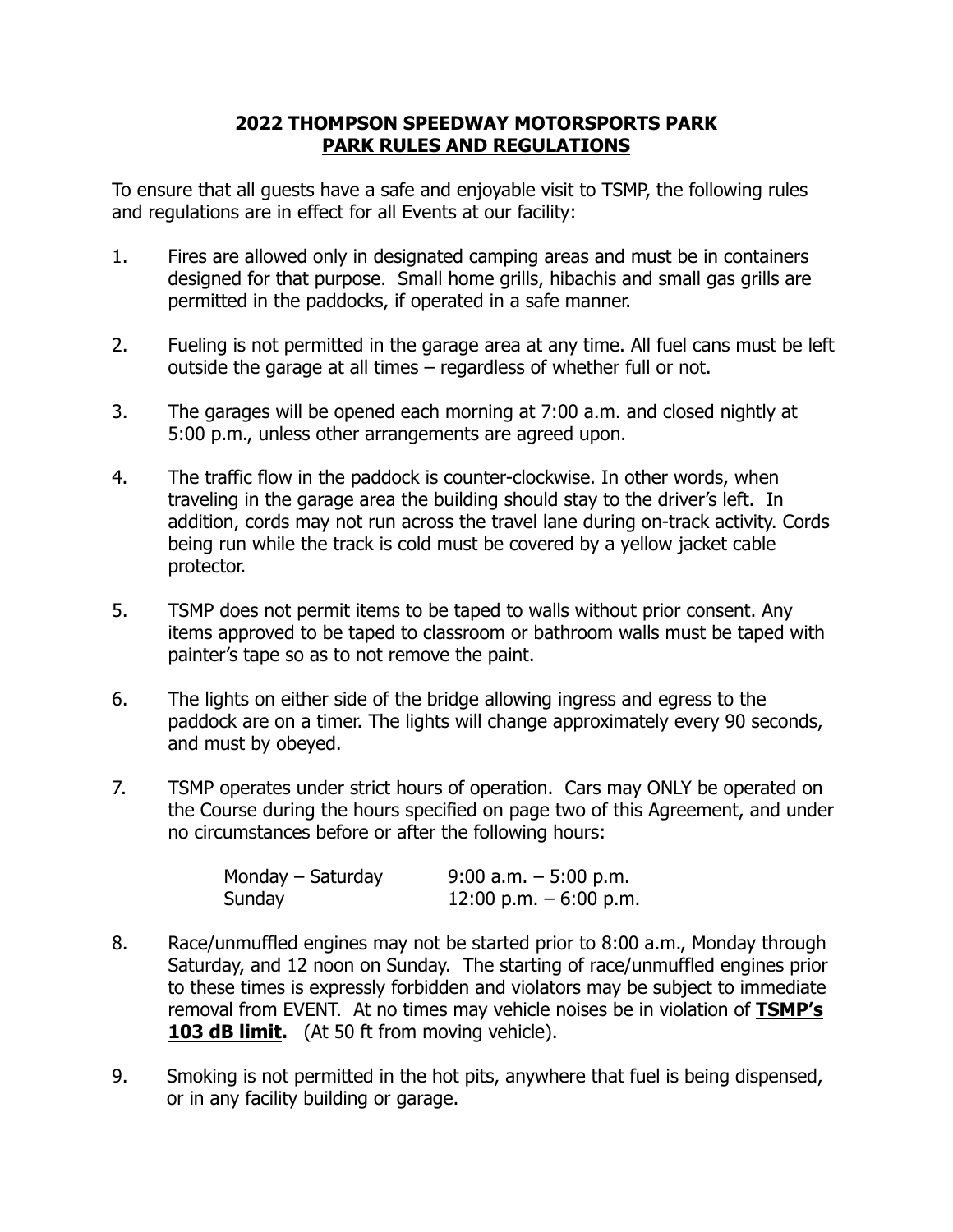# 2022 THOMPSON SPEEDWAY MOTORSPORTS PARK
## PARK RULES AND REGULATIONS

To ensure that all guests have a safe and enjoyable visit to TSMP, the following rules and regulations are in effect for all Events at our facility:

1. Fires are allowed only in designated camping areas and must be in containers designed for that purpose. Small home grills, hibachis and small gas grills are permitted in the paddocks, if operated in a safe manner.

2. Fueling is not permitted in the garage area at any time. All fuel cans must be left outside the garage at all times – regardless of whether full or not.

3. The garages will be opened each morning at 7:00 a.m. and closed nightly at 5:00 p.m., unless other arrangements are agreed upon.

4. The traffic flow in the paddock is counter-clockwise. In other words, when traveling in the garage area the building should stay to the driver's left. In addition, cords may not run across the travel lane during on-track activity. Cords being run while the track is cold must be covered by a yellow jacket cable protector.

5. TSMP does not permit items to be taped to walls without prior consent. Any items approved to be taped to classroom or bathroom walls must be taped with painter's tape so as to not remove the paint.

6. The lights on either side of the bridge allowing ingress and egress to the paddock are on a timer. The lights will change approximately every 90 seconds, and must by obeyed.

7. TSMP operates under strict hours of operation. Cars may ONLY be operated on the Course during the hours specified on page two of this Agreement, and under no circumstances before or after the following hours:

| Monday – Saturday | 9:00 a.m. – 5:00 p.m. |
|---|---|
| Sunday | 12:00 p.m. – 6:00 p.m. |

8. Race/unmuffled engines may not be started prior to 8:00 a.m., Monday through Saturday, and 12 noon on Sunday. The starting of race/unmuffled engines prior to these times is expressly forbidden and violators may be subject to immediate removal from EVENT. At no times may vehicle noises be in violation of **TSMP's 103 dB limit.** (At 50 ft from moving vehicle).

9. Smoking is not permitted in the hot pits, anywhere that fuel is being dispensed, or in any facility building or garage.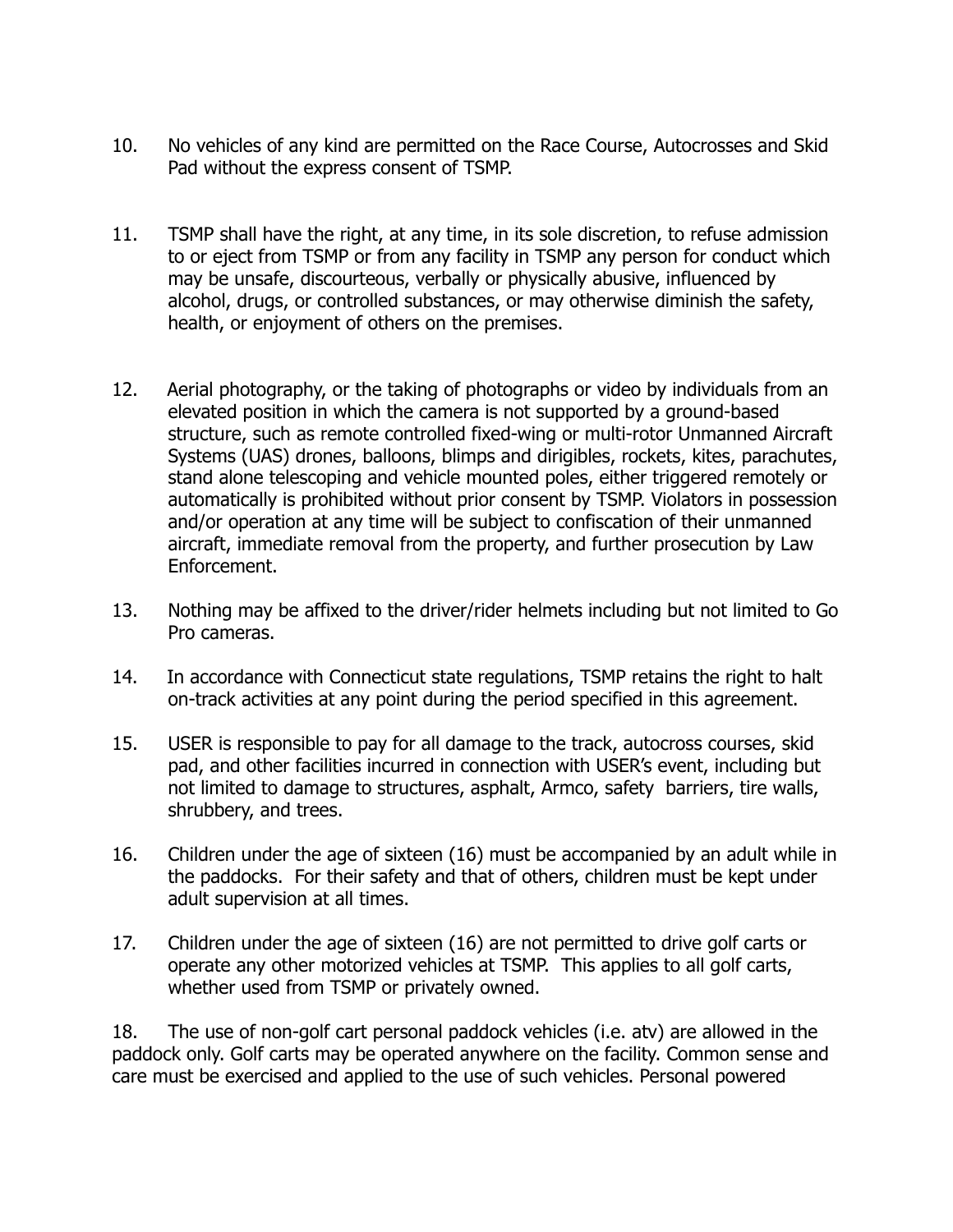10. No vehicles of any kind are permitted on the Race Course, Autocrosses and Skid Pad without the express consent of TSMP.

11. TSMP shall have the right, at any time, in its sole discretion, to refuse admission to or eject from TSMP or from any facility in TSMP any person for conduct which may be unsafe, discourteous, verbally or physically abusive, influenced by alcohol, drugs, or controlled substances, or may otherwise diminish the safety, health, or enjoyment of others on the premises.

12. Aerial photography, or the taking of photographs or video by individuals from an elevated position in which the camera is not supported by a ground-based structure, such as remote controlled fixed-wing or multi-rotor Unmanned Aircraft Systems (UAS) drones, balloons, blimps and dirigibles, rockets, kites, parachutes, stand alone telescoping and vehicle mounted poles, either triggered remotely or automatically is prohibited without prior consent by TSMP. Violators in possession and/or operation at any time will be subject to confiscation of their unmanned aircraft, immediate removal from the property, and further prosecution by Law Enforcement.

13. Nothing may be affixed to the driver/rider helmets including but not limited to Go Pro cameras.

14. In accordance with Connecticut state regulations, TSMP retains the right to halt on-track activities at any point during the period specified in this agreement.

15. USER is responsible to pay for all damage to the track, autocross courses, skid pad, and other facilities incurred in connection with USER's event, including but not limited to damage to structures, asphalt, Armco, safety barriers, tire walls, shrubbery, and trees.

16. Children under the age of sixteen (16) must be accompanied by an adult while in the paddocks. For their safety and that of others, children must be kept under adult supervision at all times.

17. Children under the age of sixteen (16) are not permitted to drive golf carts or operate any other motorized vehicles at TSMP. This applies to all golf carts, whether used from TSMP or privately owned.

18. The use of non-golf cart personal paddock vehicles (i.e. atv) are allowed in the paddock only. Golf carts may be operated anywhere on the facility. Common sense and care must be exercised and applied to the use of such vehicles. Personal powered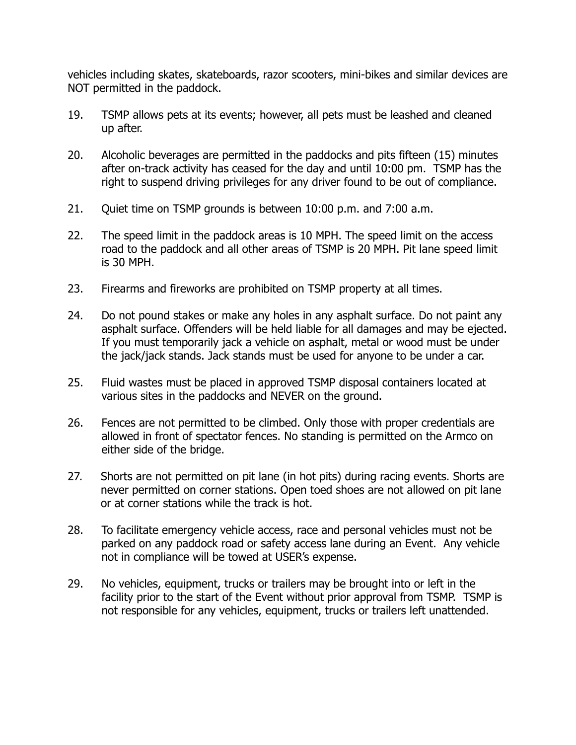vehicles including skates, skateboards, razor scooters, mini-bikes and similar devices are NOT permitted in the paddock.

19. TSMP allows pets at its events; however, all pets must be leashed and cleaned up after.

20. Alcoholic beverages are permitted in the paddocks and pits fifteen (15) minutes after on-track activity has ceased for the day and until 10:00 pm. TSMP has the right to suspend driving privileges for any driver found to be out of compliance.

21. Quiet time on TSMP grounds is between 10:00 p.m. and 7:00 a.m.

22. The speed limit in the paddock areas is 10 MPH. The speed limit on the access road to the paddock and all other areas of TSMP is 20 MPH. Pit lane speed limit is 30 MPH.

23. Firearms and fireworks are prohibited on TSMP property at all times.

24. Do not pound stakes or make any holes in any asphalt surface. Do not paint any asphalt surface. Offenders will be held liable for all damages and may be ejected. If you must temporarily jack a vehicle on asphalt, metal or wood must be under the jack/jack stands. Jack stands must be used for anyone to be under a car.

25. Fluid wastes must be placed in approved TSMP disposal containers located at various sites in the paddocks and NEVER on the ground.

26. Fences are not permitted to be climbed. Only those with proper credentials are allowed in front of spectator fences. No standing is permitted on the Armco on either side of the bridge.

27. Shorts are not permitted on pit lane (in hot pits) during racing events. Shorts are never permitted on corner stations. Open toed shoes are not allowed on pit lane or at corner stations while the track is hot.

28. To facilitate emergency vehicle access, race and personal vehicles must not be parked on any paddock road or safety access lane during an Event. Any vehicle not in compliance will be towed at USER's expense.

29. No vehicles, equipment, trucks or trailers may be brought into or left in the facility prior to the start of the Event without prior approval from TSMP. TSMP is not responsible for any vehicles, equipment, trucks or trailers left unattended.